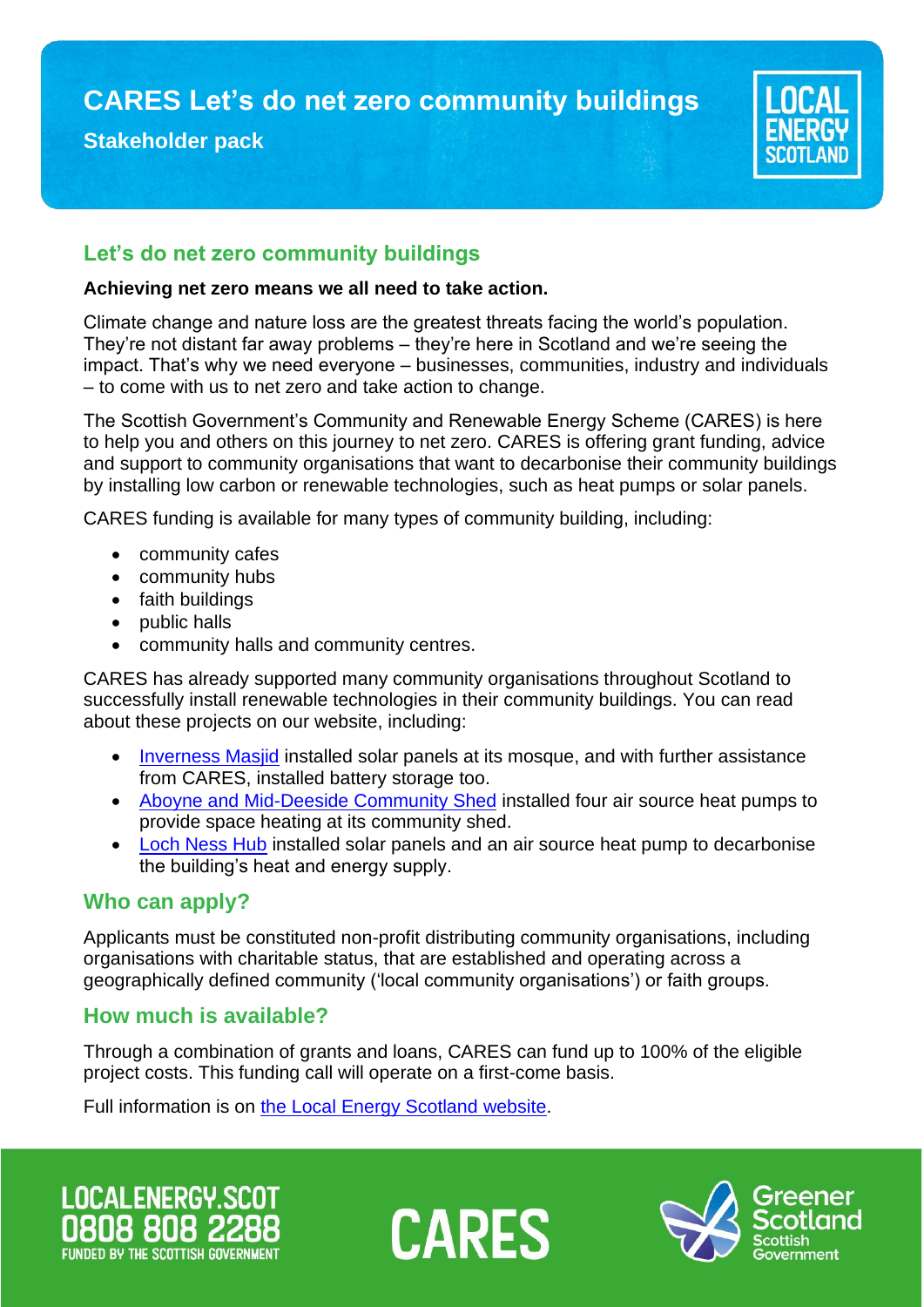# CARES Let's do net zero community buildings

**Stakeholder pack**

LOCAL ENERGY SCOTLAND

## Let's do net zero community buildings

**Achieving net zero means we all need to take action.**

Climate change and nature loss are the greatest threats facing the world's population. They're not distant far away problems – they're here in Scotland and we're seeing the impact. That's why we need everyone – businesses, communities, industry and individuals – to come with us to net zero and take action to change.

The Scottish Government's Community and Renewable Energy Scheme (CARES) is here to help you and others on this journey to net zero. CARES is offering grant funding, advice and support to community organisations that want to decarbonise their community buildings by installing low carbon or renewable technologies, such as heat pumps or solar panels.

CARES funding is available for many types of community building, including:

- community cafes
- community hubs
- faith buildings
- public halls
- community halls and community centres.

CARES has already supported many community organisations throughout Scotland to successfully install renewable technologies in their community buildings. You can read about these projects on our website, including:

- Inverness Masjid installed solar panels at its mosque, and with further assistance from CARES, installed battery storage too.
- Aboyne and Mid-Deeside Community Shed installed four air source heat pumps to provide space heating at its community shed.
- Loch Ness Hub installed solar panels and an air source heat pump to decarbonise the building's heat and energy supply.

## Who can apply?

Applicants must be constituted non-profit distributing community organisations, including organisations with charitable status, that are established and operating across a geographically defined community ('local community organisations') or faith groups.

## How much is available?

Through a combination of grants and loans, CARES can fund up to 100% of the eligible project costs. This funding call will operate on a first-come basis.

Full information is on the Local Energy Scotland website.

LOCALENERGY.SCOT
0808 808 2288
FUNDED BY THE SCOTTISH GOVERNMENT

CARES

Greener Scotland
Scottish Government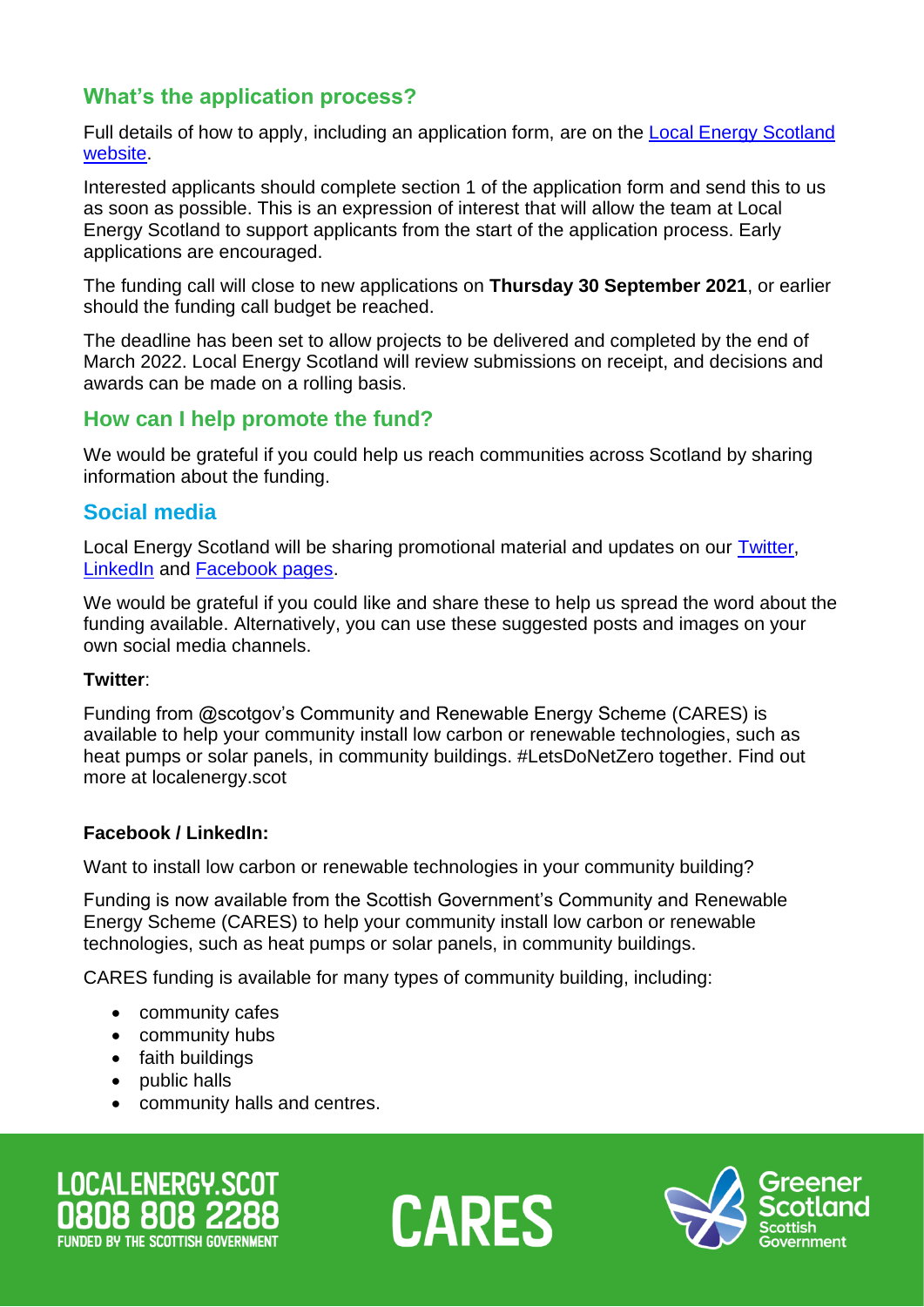## What's the application process?

Full details of how to apply, including an application form, are on the [Local Energy Scotland website](#).

Interested applicants should complete section 1 of the application form and send this to us as soon as possible. This is an expression of interest that will allow the team at Local Energy Scotland to support applicants from the start of the application process. Early applications are encouraged.

The funding call will close to new applications on **Thursday 30 September 2021**, or earlier should the funding call budget be reached.

The deadline has been set to allow projects to be delivered and completed by the end of March 2022. Local Energy Scotland will review submissions on receipt, and decisions and awards can be made on a rolling basis.

## How can I help promote the fund?

We would be grateful if you could help us reach communities across Scotland by sharing information about the funding.

## Social media

Local Energy Scotland will be sharing promotional material and updates on our [Twitter](#), [LinkedIn](#) and [Facebook pages](#).

We would be grateful if you could like and share these to help us spread the word about the funding available. Alternatively, you can use these suggested posts and images on your own social media channels.

**Twitter**:

Funding from @scotgov's Community and Renewable Energy Scheme (CARES) is available to help your community install low carbon or renewable technologies, such as heat pumps or solar panels, in community buildings. #LetsDoNetZero together. Find out more at localenergy.scot

**Facebook / LinkedIn:**

Want to install low carbon or renewable technologies in your community building?

Funding is now available from the Scottish Government's Community and Renewable Energy Scheme (CARES) to help your community install low carbon or renewable technologies, such as heat pumps or solar panels, in community buildings.

CARES funding is available for many types of community building, including:

- community cafes
- community hubs
- faith buildings
- public halls
- community halls and centres.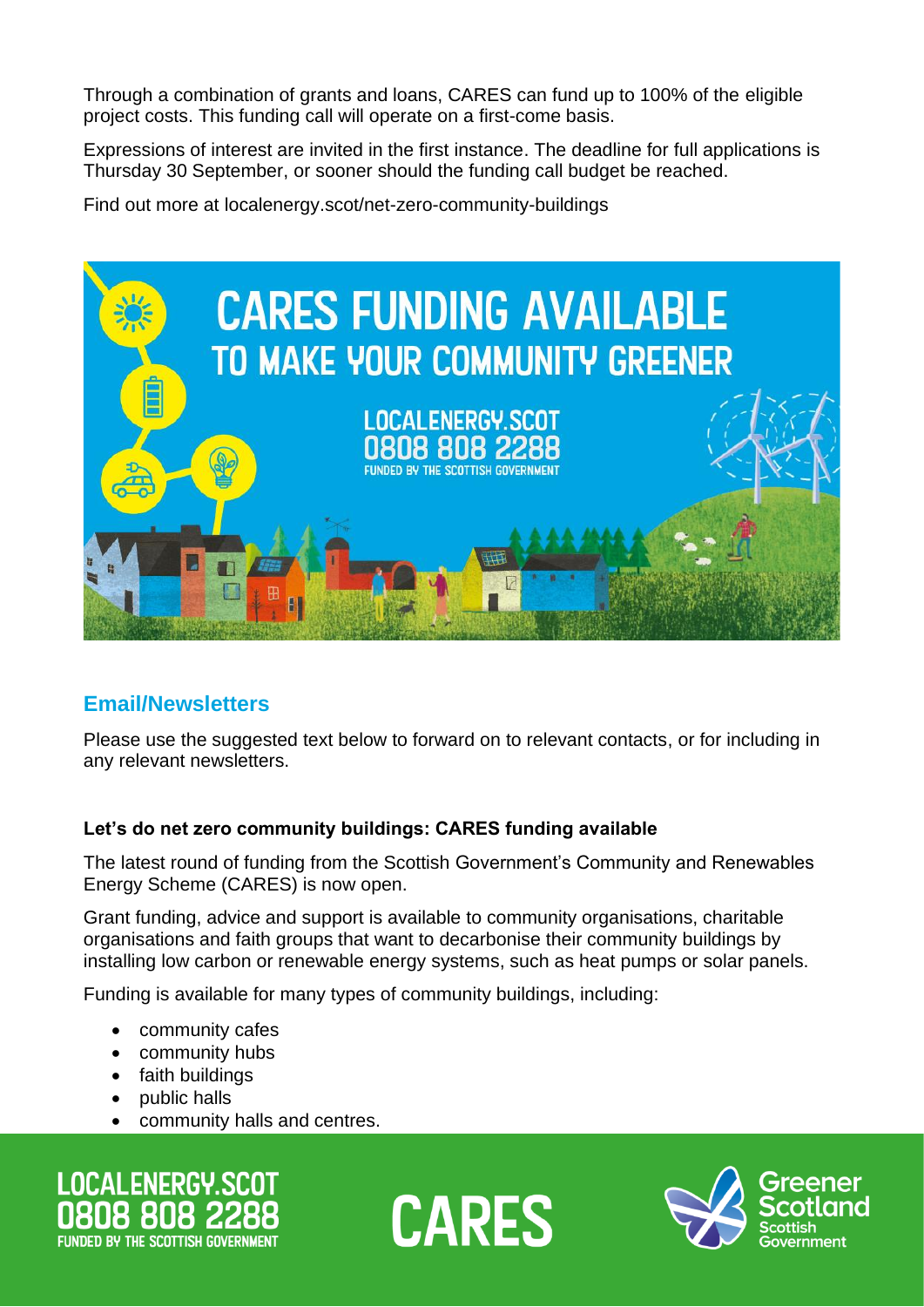Through a combination of grants and loans, CARES can fund up to 100% of the eligible project costs. This funding call will operate on a first-come basis.

Expressions of interest are invited in the first instance. The deadline for full applications is Thursday 30 September, or sooner should the funding call budget be reached.

Find out more at localenergy.scot/net-zero-community-buildings

CARES FUNDING AVAILABLE
TO MAKE YOUR COMMUNITY GREENER

LOCALENERGY.SCOT
0808 808 2288
FUNDED BY THE SCOTTISH GOVERNMENT

## Email/Newsletters

Please use the suggested text below to forward on to relevant contacts, or for including in any relevant newsletters.

**Let's do net zero community buildings: CARES funding available**

The latest round of funding from the Scottish Government's Community and Renewables Energy Scheme (CARES) is now open.

Grant funding, advice and support is available to community organisations, charitable organisations and faith groups that want to decarbonise their community buildings by installing low carbon or renewable energy systems, such as heat pumps or solar panels.

Funding is available for many types of community buildings, including:

- community cafes
- community hubs
- faith buildings
- public halls
- community halls and centres.

LOCALENERGY.SCOT
0808 808 2288
FUNDED BY THE SCOTTISH GOVERNMENT

CARES

Greener Scotland
Scottish Government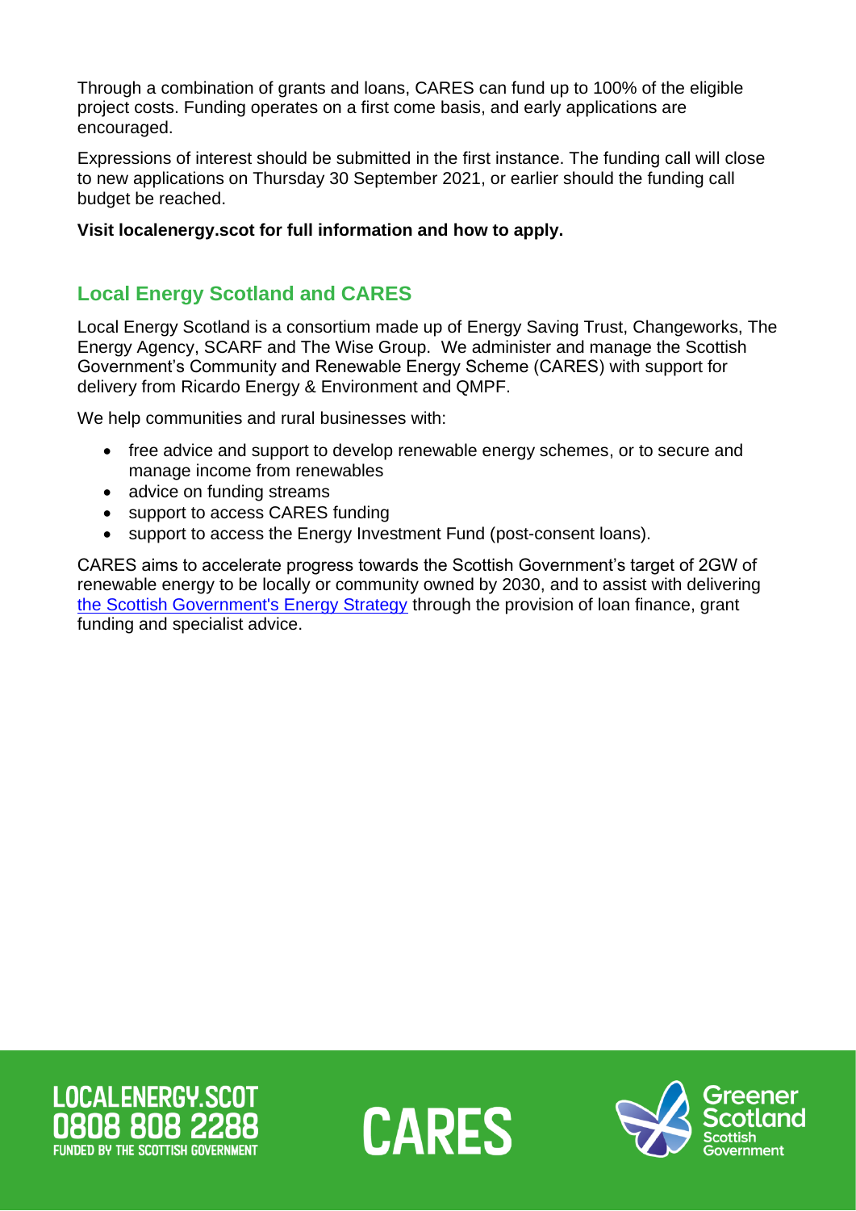Through a combination of grants and loans, CARES can fund up to 100% of the eligible project costs. Funding operates on a first come basis, and early applications are encouraged.

Expressions of interest should be submitted in the first instance. The funding call will close to new applications on Thursday 30 September 2021, or earlier should the funding call budget be reached.

**Visit localenergy.scot for full information and how to apply.**

## Local Energy Scotland and CARES

Local Energy Scotland is a consortium made up of Energy Saving Trust, Changeworks, The Energy Agency, SCARF and The Wise Group. We administer and manage the Scottish Government's Community and Renewable Energy Scheme (CARES) with support for delivery from Ricardo Energy & Environment and QMPF.

We help communities and rural businesses with:

- free advice and support to develop renewable energy schemes, or to secure and manage income from renewables
- advice on funding streams
- support to access CARES funding
- support to access the Energy Investment Fund (post-consent loans).

CARES aims to accelerate progress towards the Scottish Government's target of 2GW of renewable energy to be locally or community owned by 2030, and to assist with delivering the Scottish Government's Energy Strategy through the provision of loan finance, grant funding and specialist advice.

LOCALENERGY.SCOT
0808 808 2288
FUNDED BY THE SCOTTISH GOVERNMENT

CARES

Greener Scotland
Scottish Government